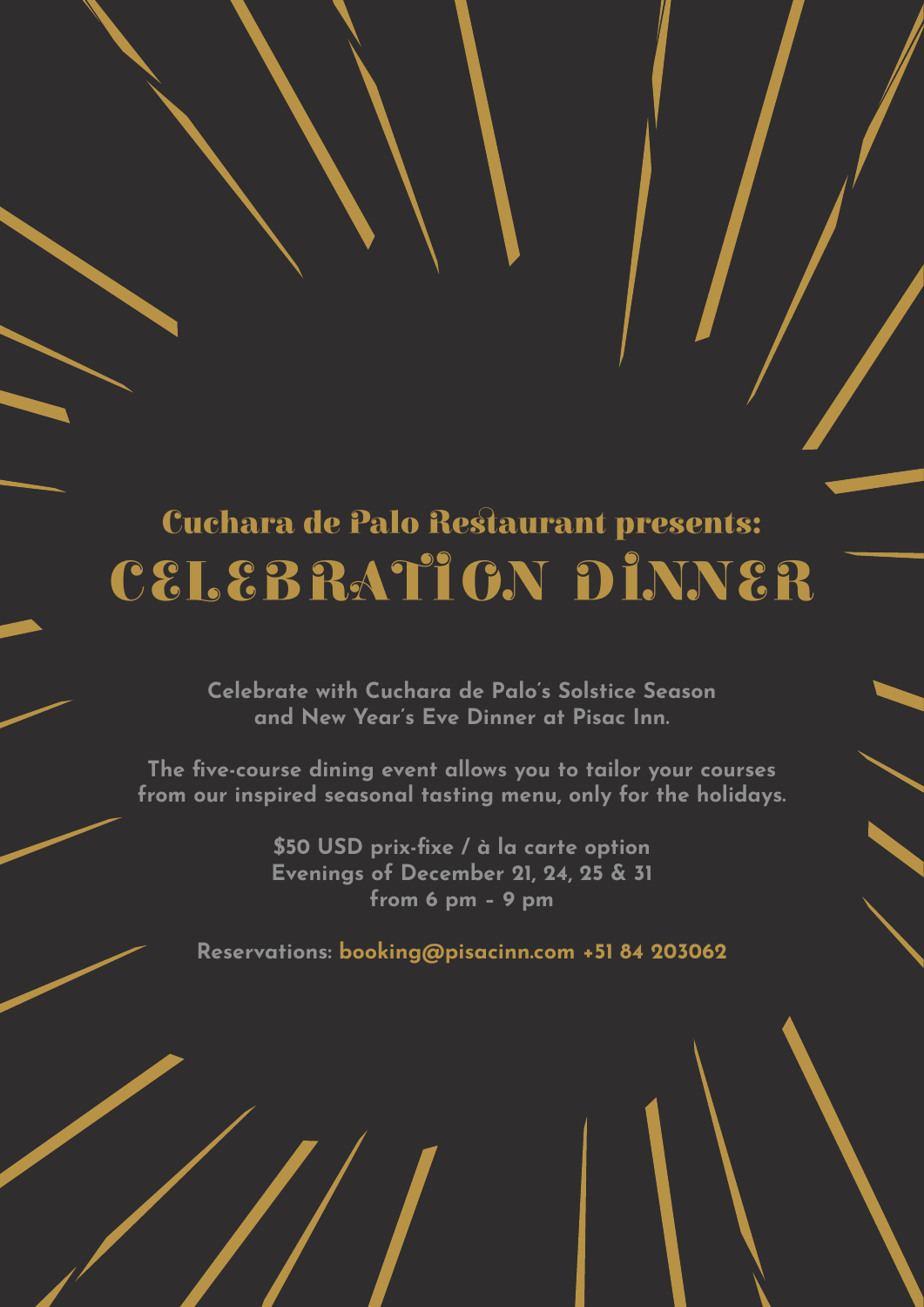## Cuchara de Palo Restaurant presents:

# CELEBRATION DINNER

**Celebrate with Cuchara de Palo's Solstice Season and New Year's Eve Dinner at Pisac Inn.**

**The five-course dining event allows you to tailor your courses from our inspired seasonal tasting menu, only for the holidays.**

**$50 USD prix-fixe / à la carte option**
**Evenings of December 21, 24, 25 & 31**
**from 6 pm – 9 pm**

**Reservations: booking@pisacinn.com +51 84 203062**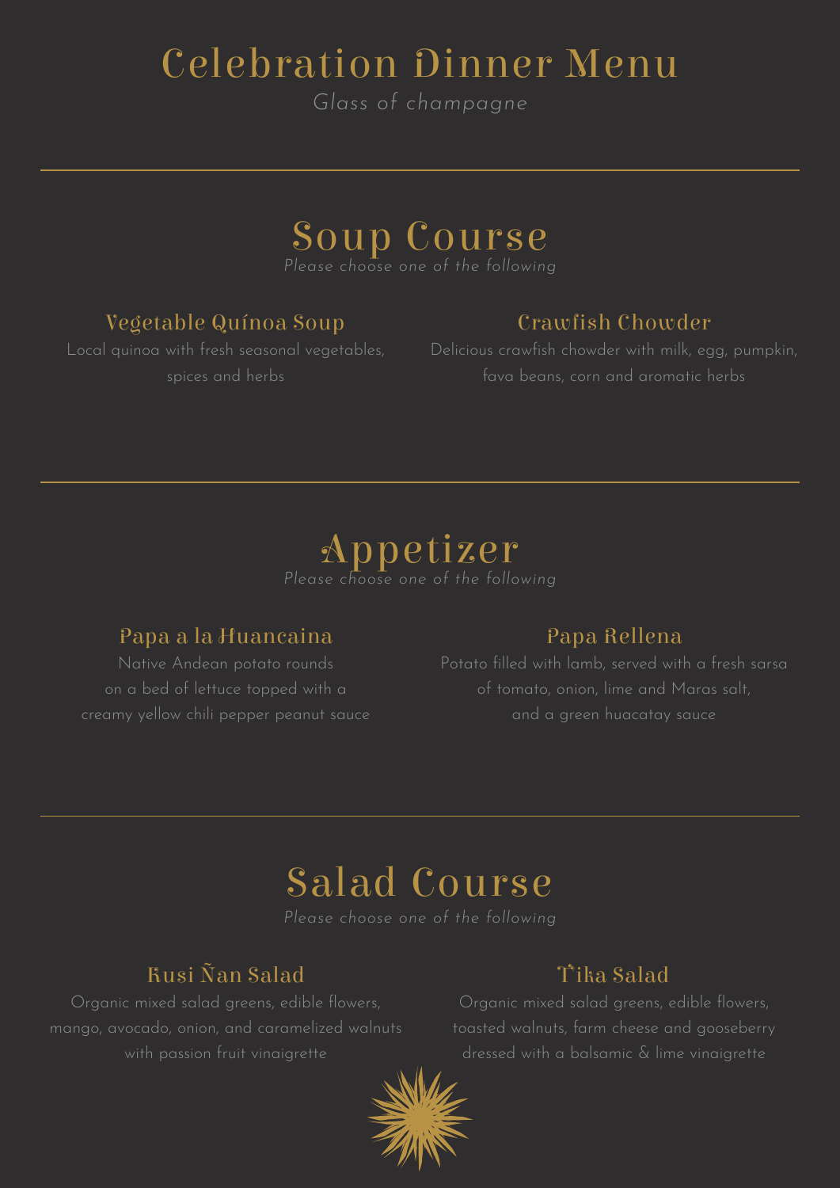# Celebration Dinner Menu

*Glass of champagne*

---

## Soup Course

*Please choose one of the following*

### Vegetable Quínoa Soup

Local quinoa with fresh seasonal vegetables, spices and herbs

### Crawfish Chowder

Delicious crawfish chowder with milk, egg, pumpkin, fava beans, corn and aromatic herbs

---

## Appetizer

*Please choose one of the following*

### Papa a la Huancaina

Native Andean potato rounds on a bed of lettuce topped with a creamy yellow chili pepper peanut sauce

### Papa Rellena

Potato filled with lamb, served with a fresh sarsa of tomato, onion, lime and Maras salt, and a green huacatay sauce

---

## Salad Course

*Please choose one of the following*

### Kusi Ñan Salad

Organic mixed salad greens, edible flowers, mango, avocado, onion, and caramelized walnuts with passion fruit vinaigrette

### T'ika Salad

Organic mixed salad greens, edible flowers, toasted walnuts, farm cheese and gooseberry dressed with a balsamic & lime vinaigrette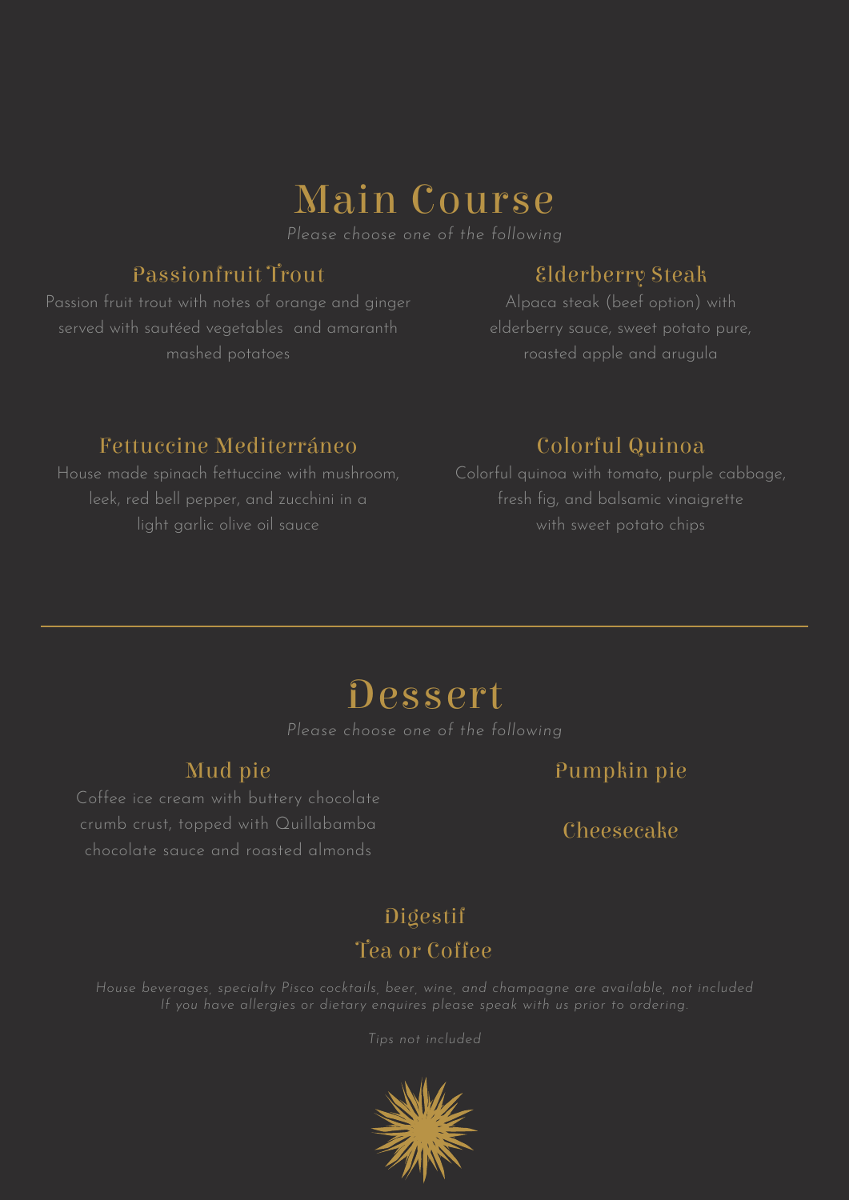# Main Course

*Please choose one of the following*

### Passionfruit Trout

Passion fruit trout with notes of orange and ginger served with sautéed vegetables and amaranth mashed potatoes

### Elderberry Steak

Alpaca steak (beef option) with elderberry sauce, sweet potato pure, roasted apple and arugula

### Fettuccine Mediterráneo

House made spinach fettuccine with mushroom, leek, red bell pepper, and zucchini in a light garlic olive oil sauce

### Colorful Quinoa

Colorful quinoa with tomato, purple cabbage, fresh fig, and balsamic vinaigrette with sweet potato chips

---

# Dessert

*Please choose one of the following*

### Mud pie

Coffee ice cream with buttery chocolate crumb crust, topped with Quillabamba chocolate sauce and roasted almonds

### Pumpkin pie

### Cheesecake

### Digestif

### Tea or Coffee

*House beverages, specialty Pisco cocktails, beer, wine, and champagne are available, not included*
*If you have allergies or dietary enquires please speak with us prior to ordering.*

*Tips not included*